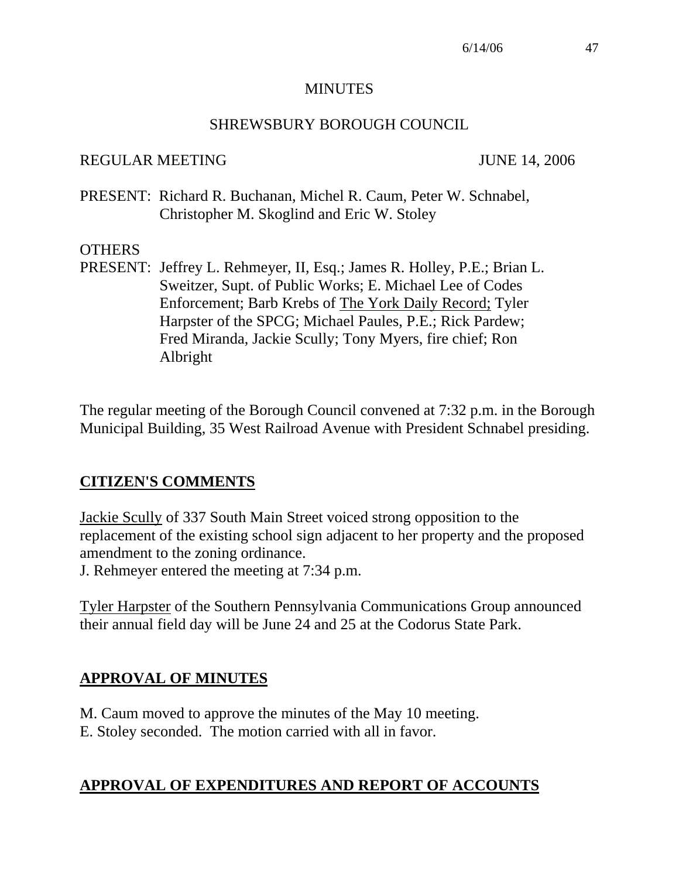# MINUTES

## SHREWSBURY BOROUGH COUNCIL

REGULAR MEETING JUNE 14, 2006

PRESENT: Richard R. Buchanan, Michel R. Caum, Peter W. Schnabel, Christopher M. Skoglind and Eric W. Stoley

OTHERS

PRESENT: Jeffrey L. Rehmeyer, II, Esq.; James R. Holley, P.E.; Brian L. Sweitzer, Supt. of Public Works; E. Michael Lee of Codes Enforcement; Barb Krebs of The York Daily Record; Tyler Harpster of the SPCG; Michael Paules, P.E.; Rick Pardew; Fred Miranda, Jackie Scully; Tony Myers, fire chief; Ron Albright

The regular meeting of the Borough Council convened at 7:32 p.m. in the Borough Municipal Building, 35 West Railroad Avenue with President Schnabel presiding.

## CITIZEN'S COMMENTS

Jackie Scully of 337 South Main Street voiced strong opposition to the replacement of the existing school sign adjacent to her property and the proposed amendment to the zoning ordinance.

J. Rehmeyer entered the meeting at 7:34 p.m.

Tyler Harpster of the Southern Pennsylvania Communications Group announced their annual field day will be June 24 and 25 at the Codorus State Park.

## APPROVAL OF MINUTES

M. Caum moved to approve the minutes of the May 10 meeting.
E. Stoley seconded. The motion carried with all in favor.

## APPROVAL OF EXPENDITURES AND REPORT OF ACCOUNTS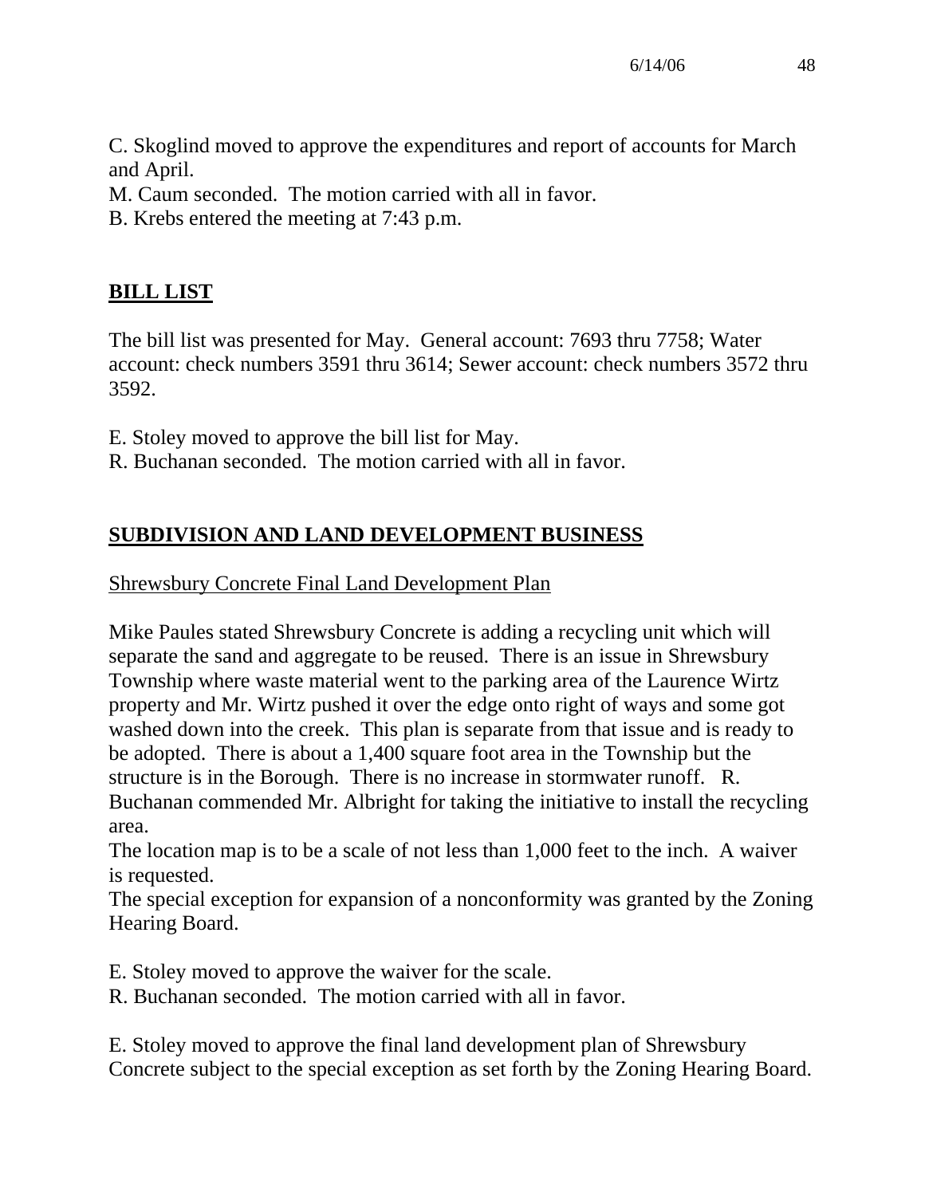C. Skoglind moved to approve the expenditures and report of accounts for March and April.
M. Caum seconded. The motion carried with all in favor.
B. Krebs entered the meeting at 7:43 p.m.

## BILL LIST

The bill list was presented for May. General account: 7693 thru 7758; Water account: check numbers 3591 thru 3614; Sewer account: check numbers 3572 thru 3592.

E. Stoley moved to approve the bill list for May.
R. Buchanan seconded. The motion carried with all in favor.

## SUBDIVISION AND LAND DEVELOPMENT BUSINESS

Shrewsbury Concrete Final Land Development Plan

Mike Paules stated Shrewsbury Concrete is adding a recycling unit which will separate the sand and aggregate to be reused. There is an issue in Shrewsbury Township where waste material went to the parking area of the Laurence Wirtz property and Mr. Wirtz pushed it over the edge onto right of ways and some got washed down into the creek. This plan is separate from that issue and is ready to be adopted. There is about a 1,400 square foot area in the Township but the structure is in the Borough. There is no increase in stormwater runoff. R. Buchanan commended Mr. Albright for taking the initiative to install the recycling area.
The location map is to be a scale of not less than 1,000 feet to the inch. A waiver is requested.
The special exception for expansion of a nonconformity was granted by the Zoning Hearing Board.

E. Stoley moved to approve the waiver for the scale.
R. Buchanan seconded. The motion carried with all in favor.

E. Stoley moved to approve the final land development plan of Shrewsbury Concrete subject to the special exception as set forth by the Zoning Hearing Board.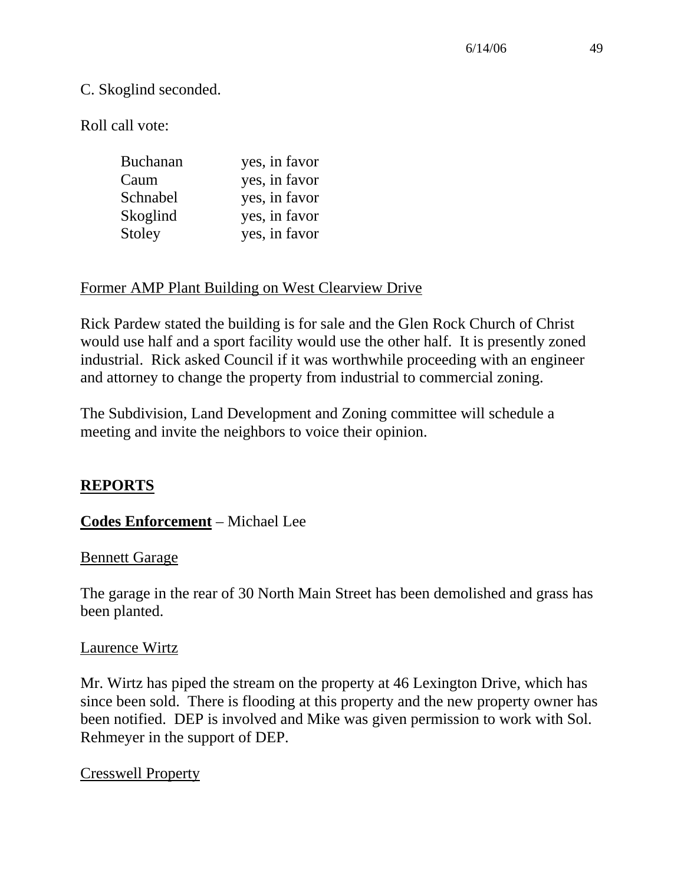C. Skoglind seconded.

Roll call vote:

| | |
|---|---|
| Buchanan | yes, in favor |
| Caum | yes, in favor |
| Schnabel | yes, in favor |
| Skoglind | yes, in favor |
| Stoley | yes, in favor |

Former AMP Plant Building on West Clearview Drive

Rick Pardew stated the building is for sale and the Glen Rock Church of Christ would use half and a sport facility would use the other half. It is presently zoned industrial. Rick asked Council if it was worthwhile proceeding with an engineer and attorney to change the property from industrial to commercial zoning.

The Subdivision, Land Development and Zoning committee will schedule a meeting and invite the neighbors to voice their opinion.

## REPORTS

**Codes Enforcement** – Michael Lee

Bennett Garage

The garage in the rear of 30 North Main Street has been demolished and grass has been planted.

Laurence Wirtz

Mr. Wirtz has piped the stream on the property at 46 Lexington Drive, which has since been sold. There is flooding at this property and the new property owner has been notified. DEP is involved and Mike was given permission to work with Sol. Rehmeyer in the support of DEP.

Cresswell Property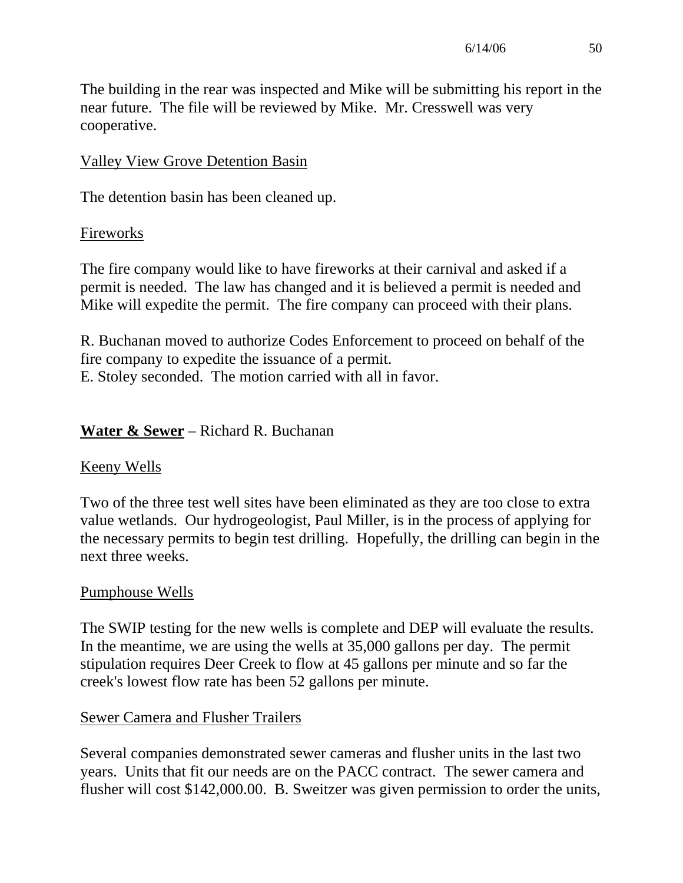The building in the rear was inspected and Mike will be submitting his report in the near future. The file will be reviewed by Mike. Mr. Cresswell was very cooperative.

<u>Valley View Grove Detention Basin</u>

The detention basin has been cleaned up.

<u>Fireworks</u>

The fire company would like to have fireworks at their carnival and asked if a permit is needed. The law has changed and it is believed a permit is needed and Mike will expedite the permit. The fire company can proceed with their plans.

R. Buchanan moved to authorize Codes Enforcement to proceed on behalf of the fire company to expedite the issuance of a permit.
E. Stoley seconded. The motion carried with all in favor.

**<u>Water & Sewer</u>** – Richard R. Buchanan

<u>Keeny Wells</u>

Two of the three test well sites have been eliminated as they are too close to extra value wetlands. Our hydrogeologist, Paul Miller, is in the process of applying for the necessary permits to begin test drilling. Hopefully, the drilling can begin in the next three weeks.

<u>Pumphouse Wells</u>

The SWIP testing for the new wells is complete and DEP will evaluate the results. In the meantime, we are using the wells at 35,000 gallons per day. The permit stipulation requires Deer Creek to flow at 45 gallons per minute and so far the creek's lowest flow rate has been 52 gallons per minute.

<u>Sewer Camera and Flusher Trailers</u>

Several companies demonstrated sewer cameras and flusher units in the last two years. Units that fit our needs are on the PACC contract. The sewer camera and flusher will cost $142,000.00. B. Sweitzer was given permission to order the units,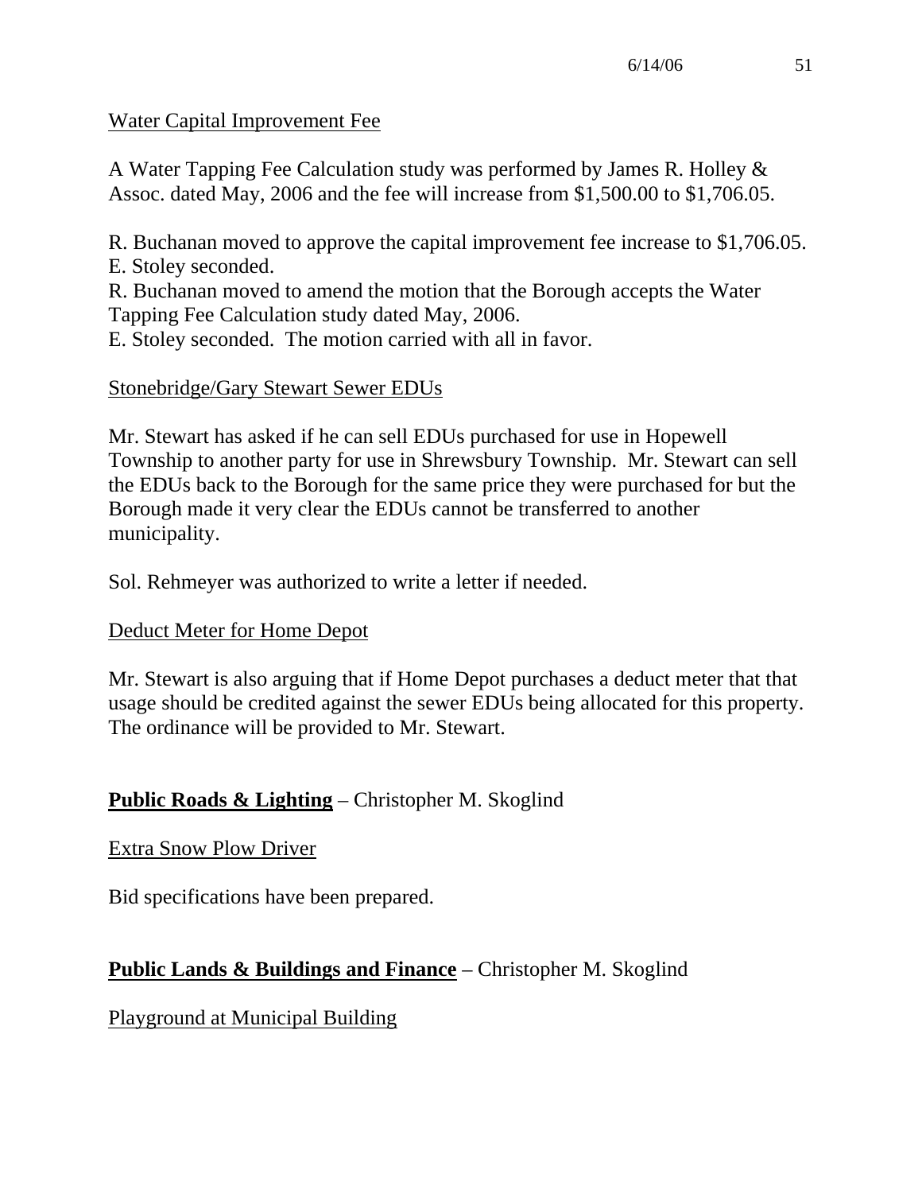Water Capital Improvement Fee

A Water Tapping Fee Calculation study was performed by James R. Holley & Assoc. dated May, 2006 and the fee will increase from $1,500.00 to $1,706.05.

R. Buchanan moved to approve the capital improvement fee increase to $1,706.05.
E. Stoley seconded.
R. Buchanan moved to amend the motion that the Borough accepts the Water Tapping Fee Calculation study dated May, 2006.
E. Stoley seconded. The motion carried with all in favor.

Stonebridge/Gary Stewart Sewer EDUs

Mr. Stewart has asked if he can sell EDUs purchased for use in Hopewell Township to another party for use in Shrewsbury Township. Mr. Stewart can sell the EDUs back to the Borough for the same price they were purchased for but the Borough made it very clear the EDUs cannot be transferred to another municipality.

Sol. Rehmeyer was authorized to write a letter if needed.

Deduct Meter for Home Depot

Mr. Stewart is also arguing that if Home Depot purchases a deduct meter that that usage should be credited against the sewer EDUs being allocated for this property. The ordinance will be provided to Mr. Stewart.

**Public Roads & Lighting** – Christopher M. Skoglind

Extra Snow Plow Driver

Bid specifications have been prepared.

**Public Lands & Buildings and Finance** – Christopher M. Skoglind

Playground at Municipal Building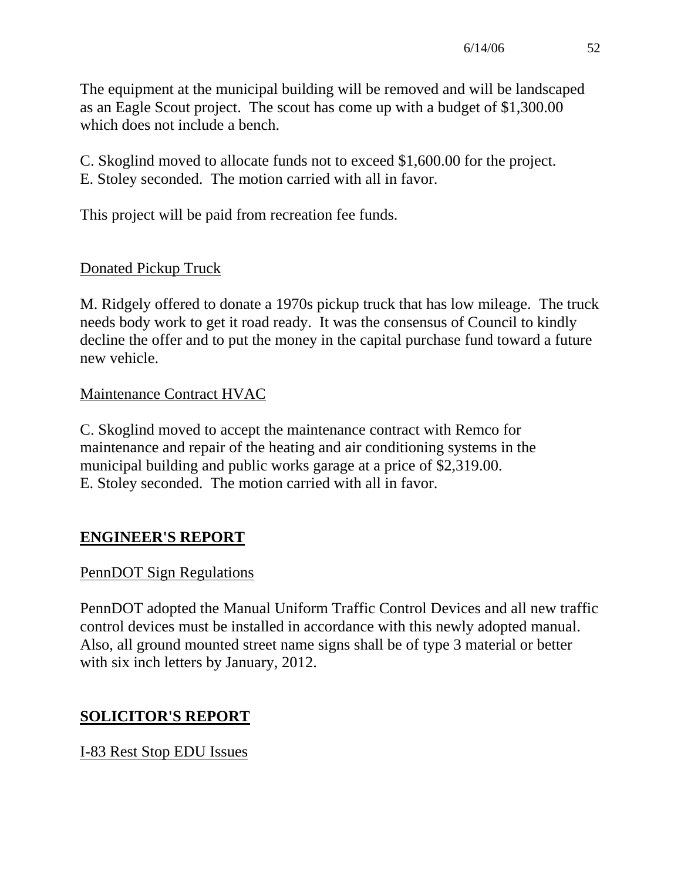The equipment at the municipal building will be removed and will be landscaped as an Eagle Scout project. The scout has come up with a budget of $1,300.00 which does not include a bench.

C. Skoglind moved to allocate funds not to exceed $1,600.00 for the project.
E. Stoley seconded. The motion carried with all in favor.

This project will be paid from recreation fee funds.

Donated Pickup Truck

M. Ridgely offered to donate a 1970s pickup truck that has low mileage. The truck needs body work to get it road ready. It was the consensus of Council to kindly decline the offer and to put the money in the capital purchase fund toward a future new vehicle.

Maintenance Contract HVAC

C. Skoglind moved to accept the maintenance contract with Remco for maintenance and repair of the heating and air conditioning systems in the municipal building and public works garage at a price of $2,319.00.
E. Stoley seconded. The motion carried with all in favor.

## ENGINEER'S REPORT

PennDOT Sign Regulations

PennDOT adopted the Manual Uniform Traffic Control Devices and all new traffic control devices must be installed in accordance with this newly adopted manual. Also, all ground mounted street name signs shall be of type 3 material or better with six inch letters by January, 2012.

## SOLICITOR'S REPORT

I-83 Rest Stop EDU Issues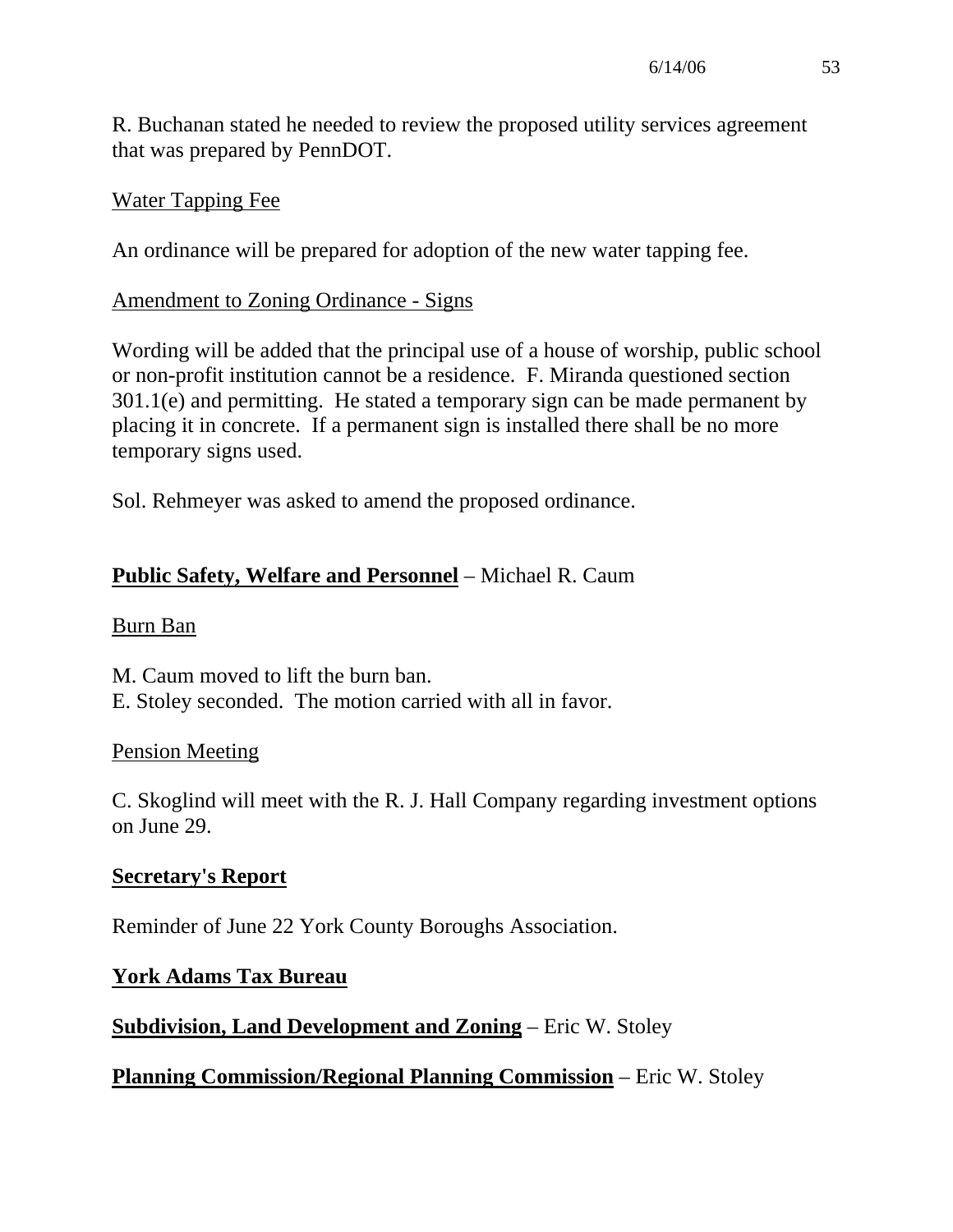R. Buchanan stated he needed to review the proposed utility services agreement that was prepared by PennDOT.

Water Tapping Fee

An ordinance will be prepared for adoption of the new water tapping fee.

Amendment to Zoning Ordinance - Signs

Wording will be added that the principal use of a house of worship, public school or non-profit institution cannot be a residence. F. Miranda questioned section 301.1(e) and permitting. He stated a temporary sign can be made permanent by placing it in concrete. If a permanent sign is installed there shall be no more temporary signs used.

Sol. Rehmeyer was asked to amend the proposed ordinance.

**Public Safety, Welfare and Personnel** – Michael R. Caum

Burn Ban

M. Caum moved to lift the burn ban.
E. Stoley seconded. The motion carried with all in favor.

Pension Meeting

C. Skoglind will meet with the R. J. Hall Company regarding investment options on June 29.

**Secretary's Report**

Reminder of June 22 York County Boroughs Association.

**York Adams Tax Bureau**

**Subdivision, Land Development and Zoning** – Eric W. Stoley

**Planning Commission/Regional Planning Commission** – Eric W. Stoley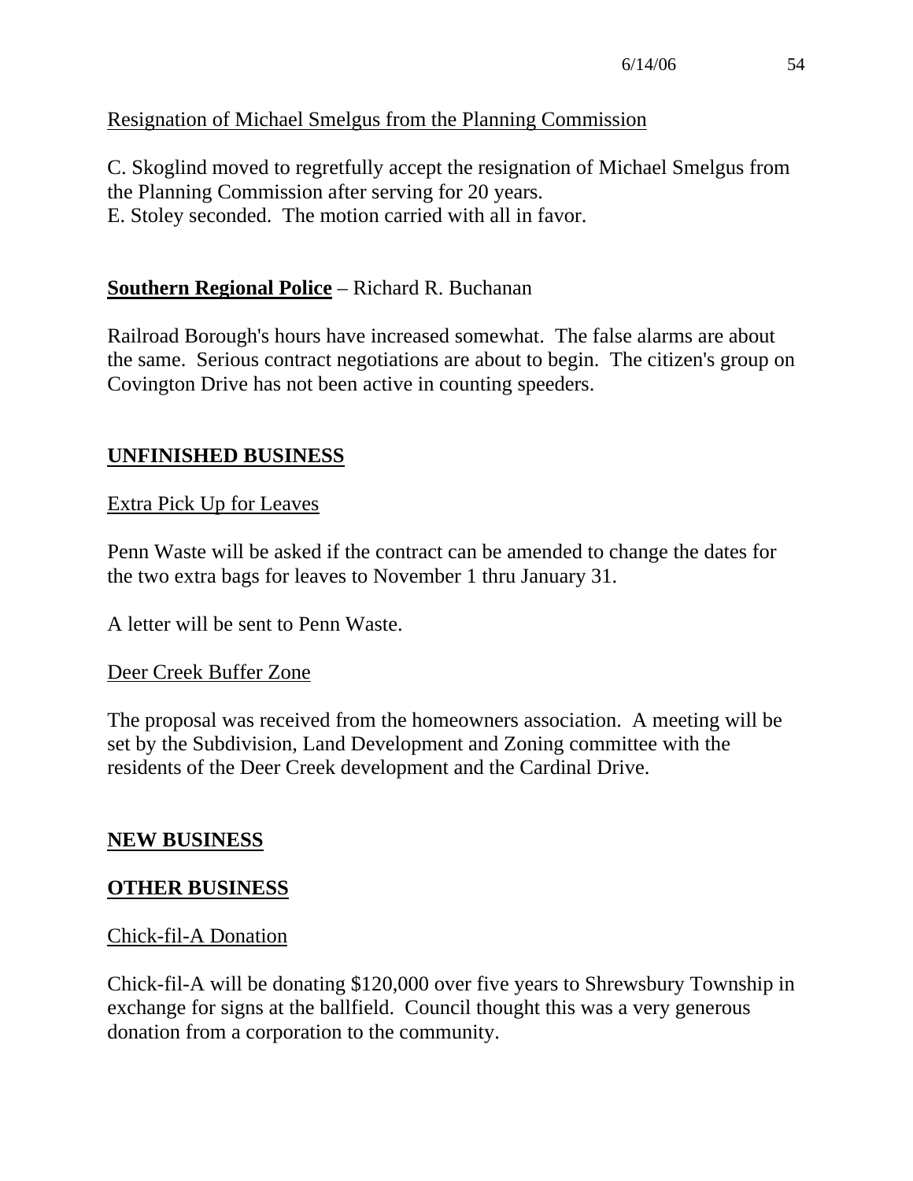Resignation of Michael Smelgus from the Planning Commission

C. Skoglind moved to regretfully accept the resignation of Michael Smelgus from the Planning Commission after serving for 20 years.
E. Stoley seconded. The motion carried with all in favor.

**Southern Regional Police** – Richard R. Buchanan

Railroad Borough's hours have increased somewhat. The false alarms are about the same. Serious contract negotiations are about to begin. The citizen's group on Covington Drive has not been active in counting speeders.

## UNFINISHED BUSINESS

Extra Pick Up for Leaves

Penn Waste will be asked if the contract can be amended to change the dates for the two extra bags for leaves to November 1 thru January 31.

A letter will be sent to Penn Waste.

Deer Creek Buffer Zone

The proposal was received from the homeowners association. A meeting will be set by the Subdivision, Land Development and Zoning committee with the residents of the Deer Creek development and the Cardinal Drive.

## NEW BUSINESS

## OTHER BUSINESS

Chick-fil-A Donation

Chick-fil-A will be donating $120,000 over five years to Shrewsbury Township in exchange for signs at the ballfield. Council thought this was a very generous donation from a corporation to the community.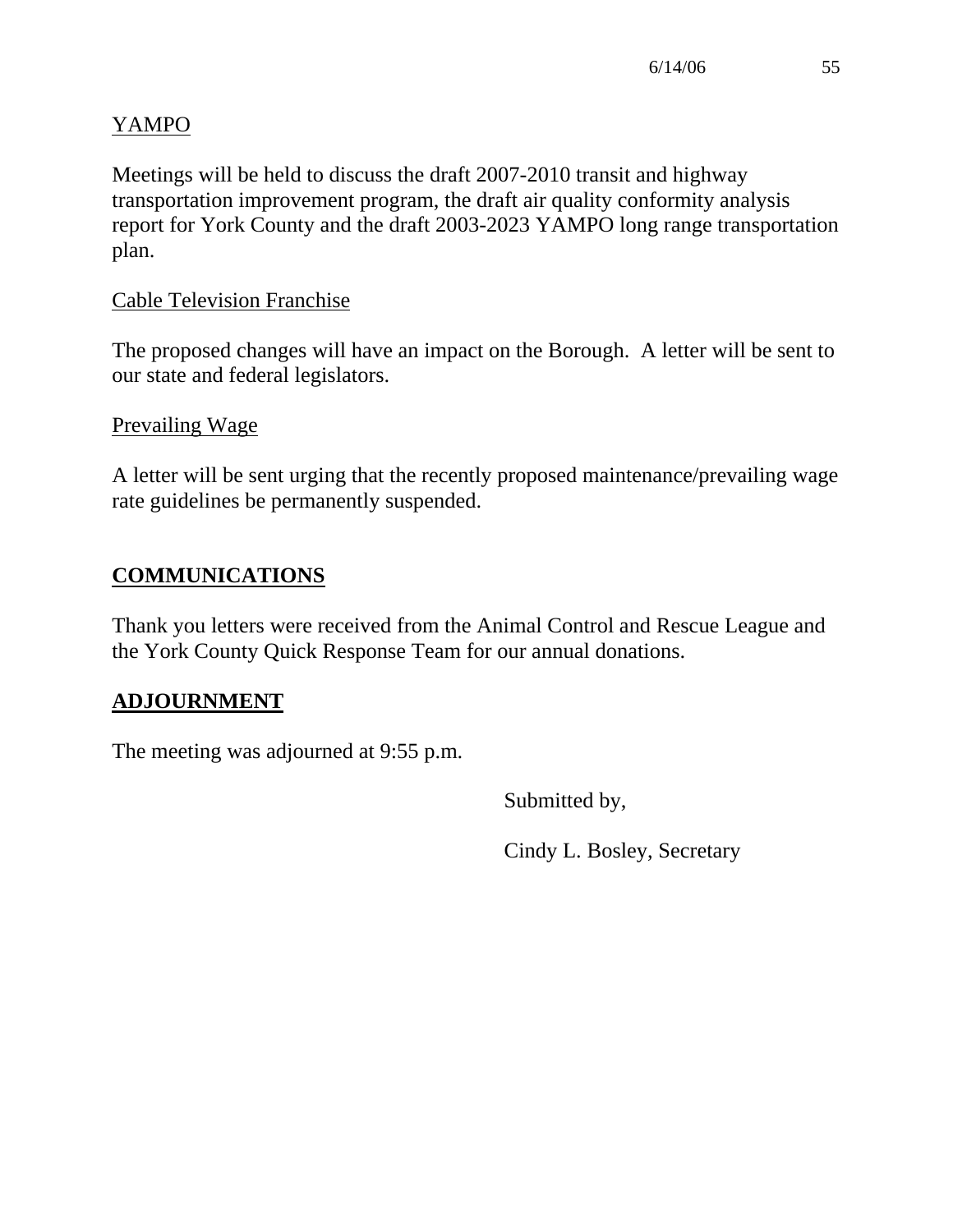YAMPO

Meetings will be held to discuss the draft 2007-2010 transit and highway transportation improvement program, the draft air quality conformity analysis report for York County and the draft 2003-2023 YAMPO long range transportation plan.

Cable Television Franchise

The proposed changes will have an impact on the Borough. A letter will be sent to our state and federal legislators.

Prevailing Wage

A letter will be sent urging that the recently proposed maintenance/prevailing wage rate guidelines be permanently suspended.

## COMMUNICATIONS

Thank you letters were received from the Animal Control and Rescue League and the York County Quick Response Team for our annual donations.

## ADJOURNMENT

The meeting was adjourned at 9:55 p.m.

Submitted by,

Cindy L. Bosley, Secretary